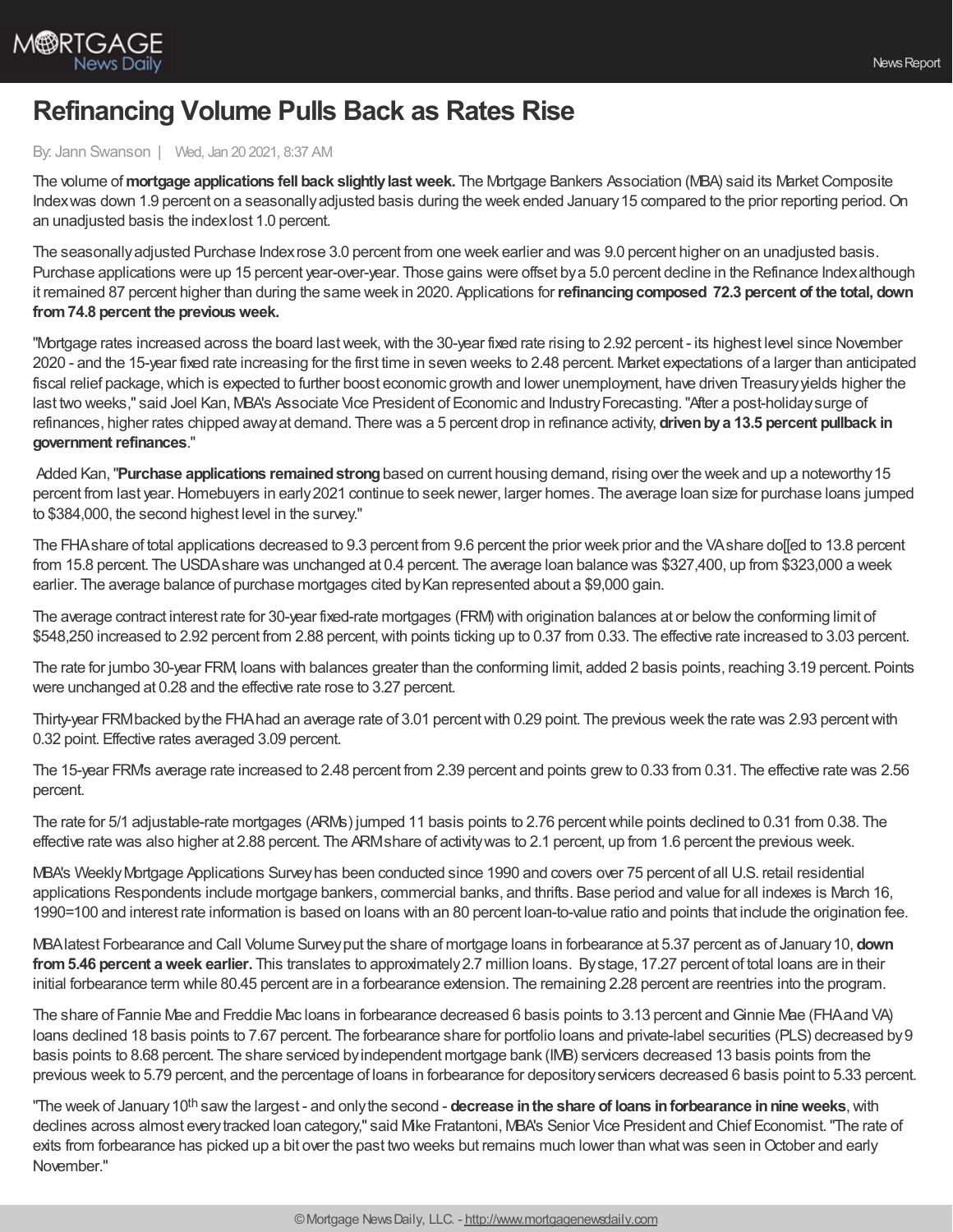# Refinancing Volume Pulls Back as Rates Rise

By: Jann Swanson | Wed, Jan 20 2021, 8:37 AM

The volume of **mortgage applications fell back slightly last week.** The Mortgage Bankers Association (MBA) said its Market Composite Index was down 1.9 percent on a seasonally adjusted basis during the week ended January 15 compared to the prior reporting period. On an unadjusted basis the index lost 1.0 percent.

The seasonally adjusted Purchase Index rose 3.0 percent from one week earlier and was 9.0 percent higher on an unadjusted basis. Purchase applications were up 15 percent year-over-year. Those gains were offset by a 5.0 percent decline in the Refinance Index although it remained 87 percent higher than during the same week in 2020. Applications for **refinancing composed 72.3 percent of the total, down from 74.8 percent the previous week.**

"Mortgage rates increased across the board last week, with the 30-year fixed rate rising to 2.92 percent - its highest level since November 2020 - and the 15-year fixed rate increasing for the first time in seven weeks to 2.48 percent. Market expectations of a larger than anticipated fiscal relief package, which is expected to further boost economic growth and lower unemployment, have driven Treasury yields higher the last two weeks," said Joel Kan, MBA's Associate Vice President of Economic and Industry Forecasting. "After a post-holiday surge of refinances, higher rates chipped away at demand. There was a 5 percent drop in refinance activity, **driven by a 13.5 percent pullback in government refinances**."

Added Kan, "**Purchase applications remained strong** based on current housing demand, rising over the week and up a noteworthy 15 percent from last year. Homebuyers in early 2021 continue to seek newer, larger homes. The average loan size for purchase loans jumped to $384,000, the second highest level in the survey."

The FHA share of total applications decreased to 9.3 percent from 9.6 percent the prior week prior and the VA share do[[ed to 13.8 percent from 15.8 percent. The USDA share was unchanged at 0.4 percent. The average loan balance was $327,400, up from $323,000 a week earlier. The average balance of purchase mortgages cited by Kan represented about a $9,000 gain.

The average contract interest rate for 30-year fixed-rate mortgages (FRM) with origination balances at or below the conforming limit of $548,250 increased to 2.92 percent from 2.88 percent, with points ticking up to 0.37 from 0.33. The effective rate increased to 3.03 percent.

The rate for jumbo 30-year FRM, loans with balances greater than the conforming limit, added 2 basis points, reaching 3.19 percent. Points were unchanged at 0.28 and the effective rate rose to 3.27 percent.

Thirty-year FRM backed by the FHA had an average rate of 3.01 percent with 0.29 point. The previous week the rate was 2.93 percent with 0.32 point. Effective rates averaged 3.09 percent.

The 15-year FRM's average rate increased to 2.48 percent from 2.39 percent and points grew to 0.33 from 0.31. The effective rate was 2.56 percent.

The rate for 5/1 adjustable-rate mortgages (ARMs) jumped 11 basis points to 2.76 percent while points declined to 0.31 from 0.38. The effective rate was also higher at 2.88 percent. The ARM share of activity was to 2.1 percent, up from 1.6 percent the previous week.

MBA's Weekly Mortgage Applications Survey has been conducted since 1990 and covers over 75 percent of all U.S. retail residential applications Respondents include mortgage bankers, commercial banks, and thrifts. Base period and value for all indexes is March 16, 1990=100 and interest rate information is based on loans with an 80 percent loan-to-value ratio and points that include the origination fee.

MBA latest Forbearance and Call Volume Survey put the share of mortgage loans in forbearance at 5.37 percent as of January 10, **down from 5.46 percent a week earlier.** This translates to approximately 2.7 million loans. By stage, 17.27 percent of total loans are in their initial forbearance term while 80.45 percent are in a forbearance extension. The remaining 2.28 percent are reentries into the program.

The share of Fannie Mae and Freddie Mac loans in forbearance decreased 6 basis points to 3.13 percent and Ginnie Mae (FHA and VA) loans declined 18 basis points to 7.67 percent. The forbearance share for portfolio loans and private-label securities (PLS) decreased by 9 basis points to 8.68 percent. The share serviced by independent mortgage bank (IMB) servicers decreased 13 basis points from the previous week to 5.79 percent, and the percentage of loans in forbearance for depository servicers decreased 6 basis point to 5.33 percent.

"The week of January 10th saw the largest - and only the second - **decrease in the share of loans in forbearance in nine weeks**, with declines across almost every tracked loan category," said Mike Fratantoni, MBA's Senior Vice President and Chief Economist. "The rate of exits from forbearance has picked up a bit over the past two weeks but remains much lower than what was seen in October and early November."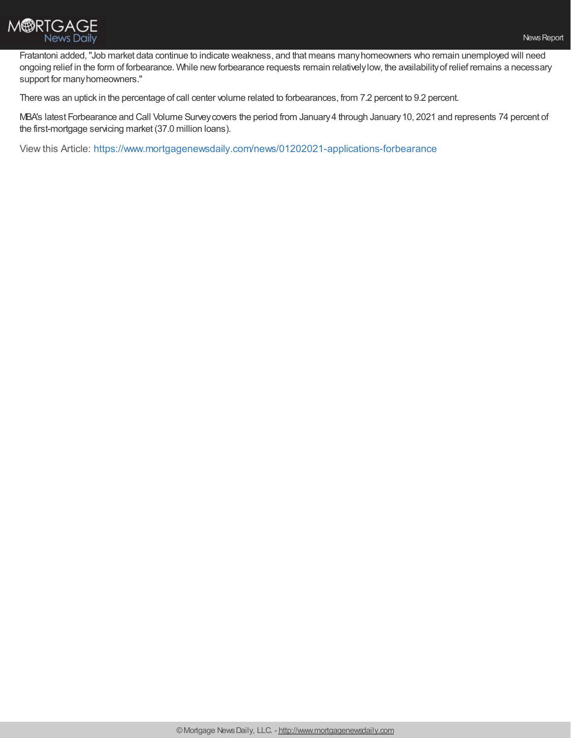Fratantoni added, "Job market data continue to indicate weakness, and that means many homeowners who remain unemployed will need ongoing relief in the form of forbearance. While new forbearance requests remain relatively low, the availability of relief remains a necessary support for many homeowners."

There was an uptick in the percentage of call center volume related to forbearances, from 7.2 percent to 9.2 percent.

MBA's latest Forbearance and Call Volume Survey covers the period from January 4 through January 10, 2021 and represents 74 percent of the first-mortgage servicing market (37.0 million loans).

View this Article: https://www.mortgagenewsdaily.com/news/01202021-applications-forbearance